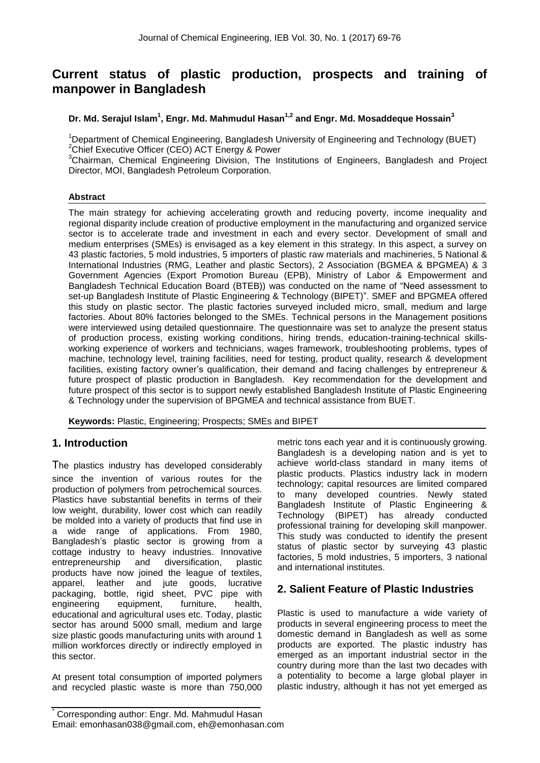# Current status of plastic production, prospects and training of manpower in Bangladesh

**Dr. Md. Serajul Islam[1], Engr. Md. Mahmudul Hasan[1,2] and Engr. Md. Mosaddeque Hossain[3]**

[1]Department of Chemical Engineering, Bangladesh University of Engineering and Technology (BUET)
[2]Chief Executive Officer (CEO) ACT Energy & Power
[3]Chairman, Chemical Engineering Division, The Institutions of Engineers, Bangladesh and Project Director, MOI, Bangladesh Petroleum Corporation.

### Abstract

The main strategy for achieving accelerating growth and reducing poverty, income inequality and regional disparity include creation of productive employment in the manufacturing and organized service sector is to accelerate trade and investment in each and every sector. Development of small and medium enterprises (SMEs) is envisaged as a key element in this strategy. In this aspect, a survey on 43 plastic factories, 5 mold industries, 5 importers of plastic raw materials and machineries, 5 National & International Industries (RMG, Leather and plastic Sectors), 2 Association (BGMEA & BPGMEA) & 3 Government Agencies (Export Promotion Bureau (EPB), Ministry of Labor & Empowerment and Bangladesh Technical Education Board (BTEB)) was conducted on the name of "Need assessment to set-up Bangladesh Institute of Plastic Engineering & Technology (BIPET)". SMEF and BPGMEA offered this study on plastic sector. The plastic factories surveyed included micro, small, medium and large factories. About 80% factories belonged to the SMEs. Technical persons in the Management positions were interviewed using detailed questionnaire. The questionnaire was set to analyze the present status of production process, existing working conditions, hiring trends, education-training-technical skills-working experience of workers and technicians, wages framework, troubleshooting problems, types of machine, technology level, training facilities, need for testing, product quality, research & development facilities, existing factory owner's qualification, their demand and facing challenges by entrepreneur & future prospect of plastic production in Bangladesh. Key recommendation for the development and future prospect of this sector is to support newly established Bangladesh Institute of Plastic Engineering & Technology under the supervision of BPGMEA and technical assistance from BUET.

**Keywords:** Plastic, Engineering; Prospects; SMEs and BIPET

## 1. Introduction

The plastics industry has developed considerably since the invention of various routes for the production of polymers from petrochemical sources. Plastics have substantial benefits in terms of their low weight, durability, lower cost which can readily be molded into a variety of products that find use in a wide range of applications. From 1980, Bangladesh's plastic sector is growing from a cottage industry to heavy industries. Innovative entrepreneurship and diversification, plastic products have now joined the league of textiles, apparel, leather and jute goods, lucrative packaging, bottle, rigid sheet, PVC pipe with engineering equipment, furniture, health, educational and agricultural uses etc. Today, plastic sector has around 5000 small, medium and large size plastic goods manufacturing units with around 1 million workforces directly or indirectly employed in this sector.

At present total consumption of imported polymers and recycled plastic waste is more than 750,000 metric tons each year and it is continuously growing. Bangladesh is a developing nation and is yet to achieve world-class standard in many items of plastic products. Plastics industry lack in modern technology; capital resources are limited compared to many developed countries. Newly stated Bangladesh Institute of Plastic Engineering & Technology (BIPET) has already conducted professional training for developing skill manpower. This study was conducted to identify the present status of plastic sector by surveying 43 plastic factories, 5 mold industries, 5 importers, 3 national and international institutes.

## 2. Salient Feature of Plastic Industries

Plastic is used to manufacture a wide variety of products in several engineering process to meet the domestic demand in Bangladesh as well as some products are exported. The plastic industry has emerged as an important industrial sector in the country during more than the last two decades with a potentiality to become a large global player in plastic industry, although it has not yet emerged as

* Corresponding author: Engr. Md. Mahmudul Hasan
Email: emonhasan038@gmail.com, eh@emonhasan.com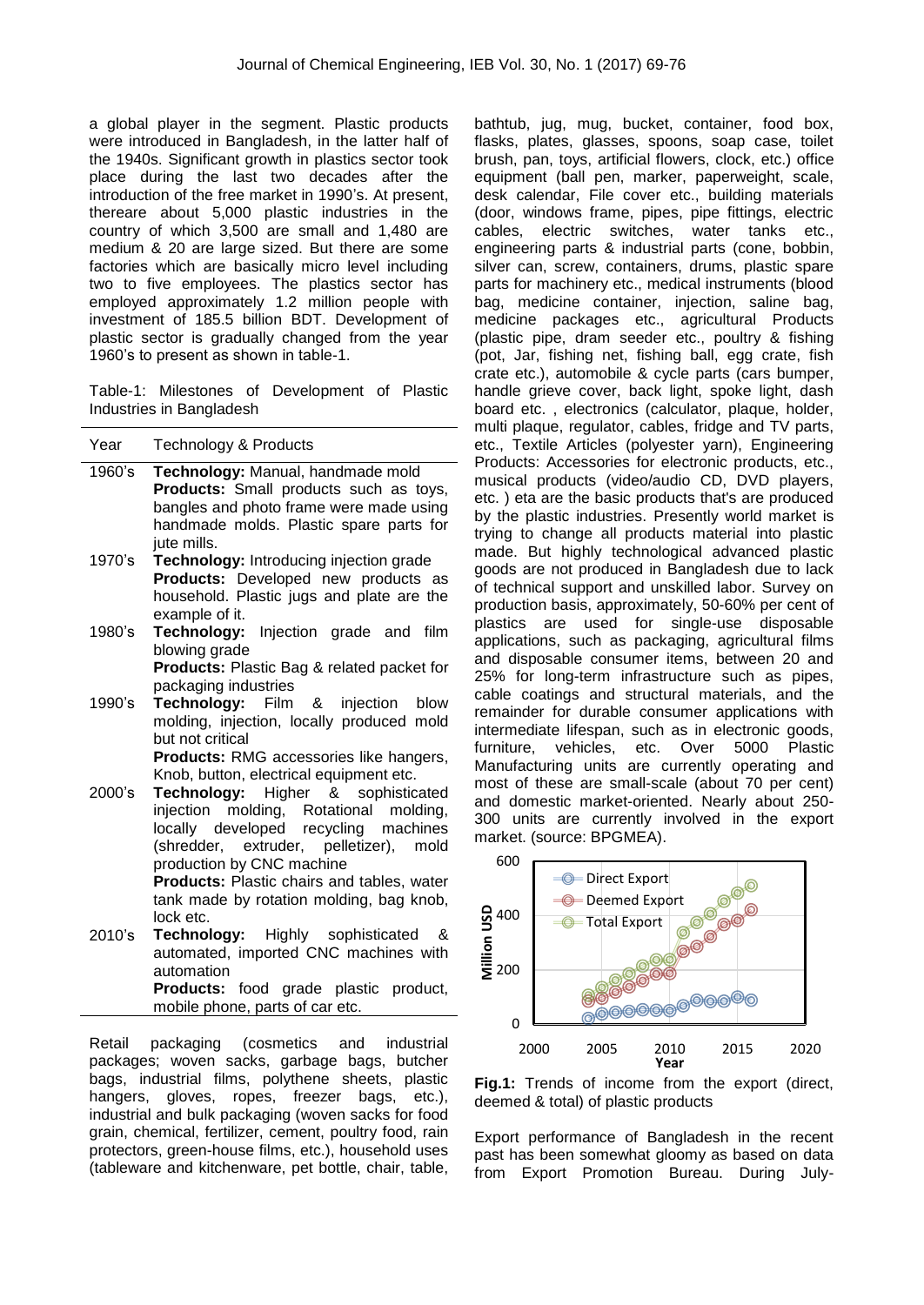a global player in the segment. Plastic products were introduced in Bangladesh, in the latter half of the 1940s. Significant growth in plastics sector took place during the last two decades after the introduction of the free market in 1990's. At present, thereare about 5,000 plastic industries in the country of which 3,500 are small and 1,480 are medium & 20 are large sized. But there are some factories which are basically micro level including two to five employees. The plastics sector has employed approximately 1.2 million people with investment of 185.5 billion BDT. Development of plastic sector is gradually changed from the year 1960's to present as shown in table-1.

Table-1: Milestones of Development of Plastic Industries in Bangladesh

| Year | Technology & Products |
|---|---|
| 1960's | **Technology:** Manual, handmade mold<br>**Products:** Small products such as toys, bangles and photo frame were made using handmade molds. Plastic spare parts for jute mills. |
| 1970's | **Technology:** Introducing injection grade<br>**Products:** Developed new products as household. Plastic jugs and plate are the example of it. |
| 1980's | **Technology:** Injection grade and film blowing grade<br>**Products:** Plastic Bag & related packet for packaging industries |
| 1990's | **Technology:** Film & injection blow molding, injection, locally produced mold but not critical<br>**Products:** RMG accessories like hangers, Knob, button, electrical equipment etc. |
| 2000's | **Technology:** Higher & sophisticated injection molding, Rotational molding, locally developed recycling machines (shredder, extruder, pelletizer), mold production by CNC machine<br>**Products:** Plastic chairs and tables, water tank made by rotation molding, bag knob, lock etc. |
| 2010's | **Technology:** Highly sophisticated & automated, imported CNC machines with automation<br>**Products:** food grade plastic product, mobile phone, parts of car etc. |

Retail packaging (cosmetics and industrial packages; woven sacks, garbage bags, butcher bags, industrial films, polythene sheets, plastic hangers, gloves, ropes, freezer bags, etc.), industrial and bulk packaging (woven sacks for food grain, chemical, fertilizer, cement, poultry food, rain protectors, green-house films, etc.), household uses (tableware and kitchenware, pet bottle, chair, table, bathtub, jug, mug, bucket, container, food box, flasks, plates, glasses, spoons, soap case, toilet brush, pan, toys, artificial flowers, clock, etc.) office equipment (ball pen, marker, paperweight, scale, desk calendar, File cover etc., building materials (door, windows frame, pipes, pipe fittings, electric cables, electric switches, water tanks etc., engineering parts & industrial parts (cone, bobbin, silver can, screw, containers, drums, plastic spare parts for machinery etc., medical instruments (blood bag, medicine container, injection, saline bag, medicine packages etc., agricultural Products (plastic pipe, dram seeder etc., poultry & fishing (pot, Jar, fishing net, fishing ball, egg crate, fish crate etc.), automobile & cycle parts (cars bumper, handle grieve cover, back light, spoke light, dash board etc. , electronics (calculator, plaque, holder, multi plaque, regulator, cables, fridge and TV parts, etc., Textile Articles (polyester yarn), Engineering Products: Accessories for electronic products, etc., musical products (video/audio CD, DVD players, etc. ) eta are the basic products that's are produced by the plastic industries. Presently world market is trying to change all products material into plastic made. But highly technological advanced plastic goods are not produced in Bangladesh due to lack of technical support and unskilled labor. Survey on production basis, approximately, 50-60% per cent of plastics are used for single-use disposable applications, such as packaging, agricultural films and disposable consumer items, between 20 and 25% for long-term infrastructure such as pipes, cable coatings and structural materials, and the remainder for durable consumer applications with intermediate lifespan, such as in electronic goods, furniture, vehicles, etc. Over 5000 Plastic Manufacturing units are currently operating and most of these are small-scale (about 70 per cent) and domestic market-oriented. Nearly about 250-300 units are currently involved in the export market. (source: BPGMEA).

Direct Export
Deemed Export
Total Export
Million USD
0
200
400
600
2000
2005
2010
2015
2020
Year

**Fig.1:** Trends of income from the export (direct, deemed & total) of plastic products

Export performance of Bangladesh in the recent past has been somewhat gloomy as based on data from Export Promotion Bureau. During July-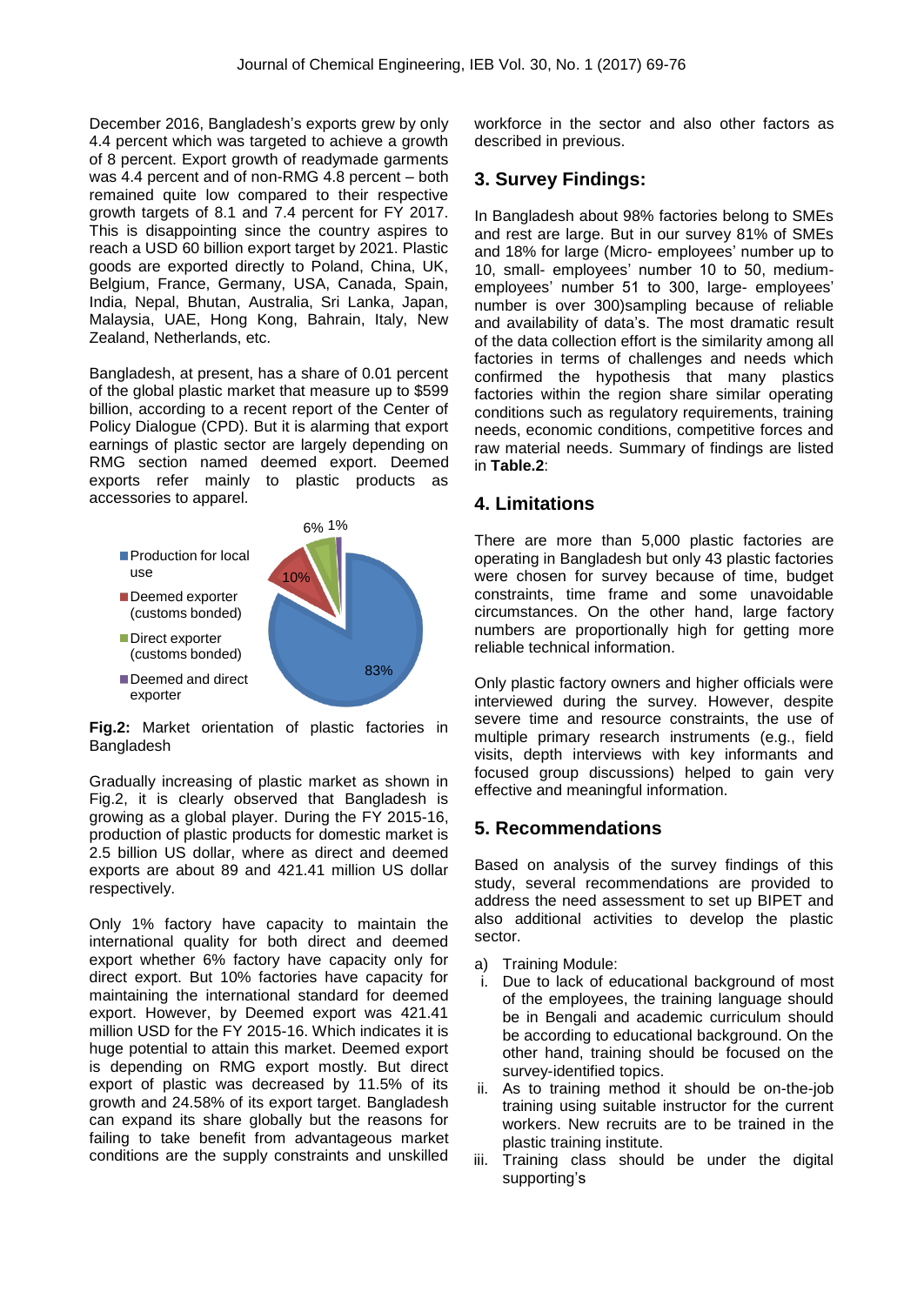December 2016, Bangladesh's exports grew by only 4.4 percent which was targeted to achieve a growth of 8 percent. Export growth of readymade garments was 4.4 percent and of non-RMG 4.8 percent – both remained quite low compared to their respective growth targets of 8.1 and 7.4 percent for FY 2017. This is disappointing since the country aspires to reach a USD 60 billion export target by 2021. Plastic goods are exported directly to Poland, China, UK, Belgium, France, Germany, USA, Canada, Spain, India, Nepal, Bhutan, Australia, Sri Lanka, Japan, Malaysia, UAE, Hong Kong, Bahrain, Italy, New Zealand, Netherlands, etc.

Bangladesh, at present, has a share of 0.01 percent of the global plastic market that measure up to $599 billion, according to a recent report of the Center of Policy Dialogue (CPD). But it is alarming that export earnings of plastic sector are largely depending on RMG section named deemed export. Deemed exports refer mainly to plastic products as accessories to apparel.

- Production for local use: 83%
- Deemed exporter (customs bonded): 10%
- Direct exporter (customs bonded): 6%
- Deemed and direct exporter: 1%

**Fig.2:** Market orientation of plastic factories in Bangladesh

Gradually increasing of plastic market as shown in Fig.2, it is clearly observed that Bangladesh is growing as a global player. During the FY 2015-16, production of plastic products for domestic market is 2.5 billion US dollar, where as direct and deemed exports are about 89 and 421.41 million US dollar respectively.

Only 1% factory have capacity to maintain the international quality for both direct and deemed export whether 6% factory have capacity only for direct export. But 10% factories have capacity for maintaining the international standard for deemed export. However, by Deemed export was 421.41 million USD for the FY 2015-16. Which indicates it is huge potential to attain this market. Deemed export is depending on RMG export mostly. But direct export of plastic was decreased by 11.5% of its growth and 24.58% of its export target. Bangladesh can expand its share globally but the reasons for failing to take benefit from advantageous market conditions are the supply constraints and unskilled workforce in the sector and also other factors as described in previous.

## 3. Survey Findings:

In Bangladesh about 98% factories belong to SMEs and rest are large. But in our survey 81% of SMEs and 18% for large (Micro- employees' number up to 10, small- employees' number 10 to 50, medium- employees' number 51 to 300, large- employees' number is over 300)sampling because of reliable and availability of data's. The most dramatic result of the data collection effort is the similarity among all factories in terms of challenges and needs which confirmed the hypothesis that many plastics factories within the region share similar operating conditions such as regulatory requirements, training needs, economic conditions, competitive forces and raw material needs. Summary of findings are listed in **Table.2**:

## 4. Limitations

There are more than 5,000 plastic factories are operating in Bangladesh but only 43 plastic factories were chosen for survey because of time, budget constraints, time frame and some unavoidable circumstances. On the other hand, large factory numbers are proportionally high for getting more reliable technical information.

Only plastic factory owners and higher officials were interviewed during the survey. However, despite severe time and resource constraints, the use of multiple primary research instruments (e.g., field visits, depth interviews with key informants and focused group discussions) helped to gain very effective and meaningful information.

## 5. Recommendations

Based on analysis of the survey findings of this study, several recommendations are provided to address the need assessment to set up BIPET and also additional activities to develop the plastic sector.

a) Training Module:

i. Due to lack of educational background of most of the employees, the training language should be in Bengali and academic curriculum should be according to educational background. On the other hand, training should be focused on the survey-identified topics.

ii. As to training method it should be on-the-job training using suitable instructor for the current workers. New recruits are to be trained in the plastic training institute.

iii. Training class should be under the digital supporting's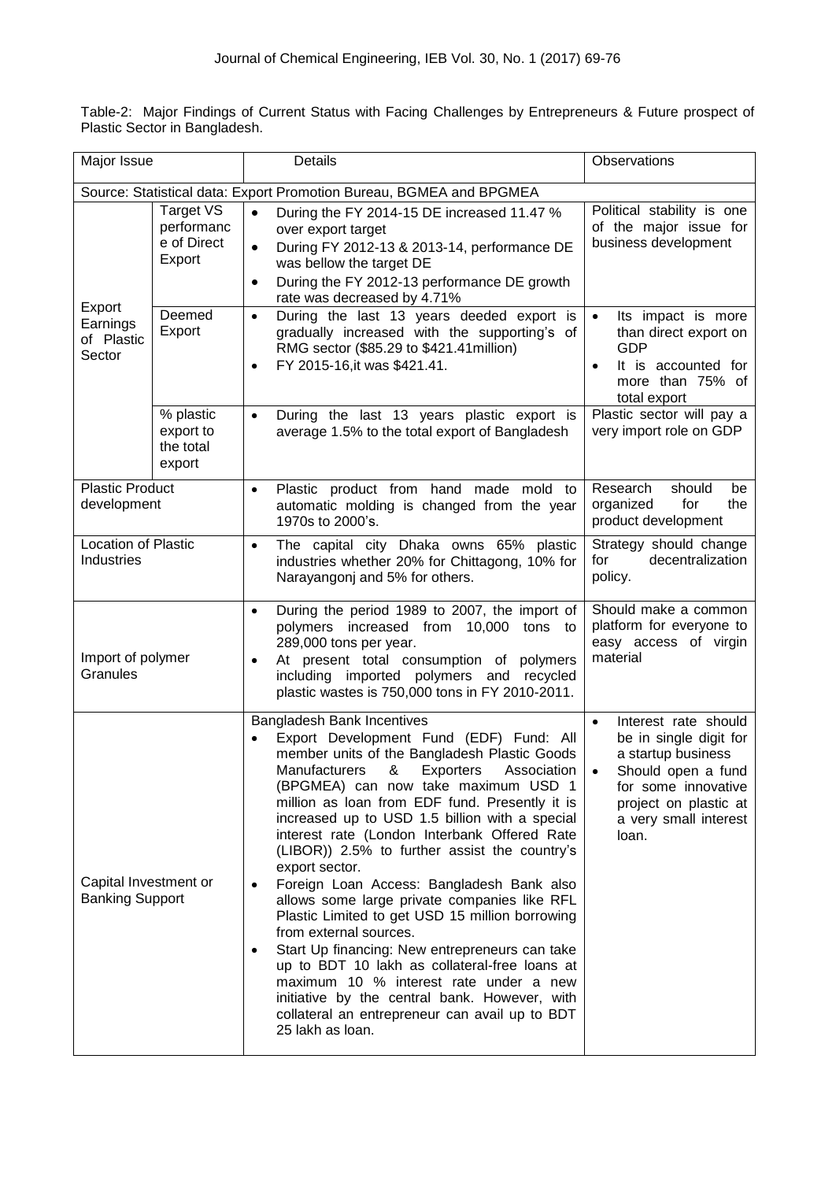Table-2: Major Findings of Current Status with Facing Challenges by Entrepreneurs & Future prospect of Plastic Sector in Bangladesh.

| Major Issue | | Details | Observations |
|---|---|---|---|
| Source: Statistical data: Export Promotion Bureau, BGMEA and BPGMEA | | | |
| Export Earnings of Plastic Sector | Target VS performance of Direct Export | • During the FY 2014-15 DE increased 11.47 % over export target<br>• During FY 2012-13 & 2013-14, performance DE was bellow the target DE<br>• During the FY 2012-13 performance DE growth rate was decreased by 4.71% | Political stability is one of the major issue for business development |
| | Deemed Export | • During the last 13 years deeded export is gradually increased with the supporting's of RMG sector ($85.29 to $421.41million)<br>• FY 2015-16,it was $421.41. | • Its impact is more than direct export on GDP<br>• It is accounted for more than 75% of total export |
| | % plastic export to the total export | • During the last 13 years plastic export is average 1.5% to the total export of Bangladesh | Plastic sector will pay a very import role on GDP |
| Plastic Product development | | • Plastic product from hand made mold to automatic molding is changed from the year 1970s to 2000's. | Research should be organized for the product development |
| Location of Plastic Industries | | • The capital city Dhaka owns 65% plastic industries whether 20% for Chittagong, 10% for Narayangonj and 5% for others. | Strategy should change for decentralization policy. |
| Import of polymer Granules | | • During the period 1989 to 2007, the import of polymers increased from 10,000 tons to 289,000 tons per year.<br>• At present total consumption of polymers including imported polymers and recycled plastic wastes is 750,000 tons in FY 2010-2011. | Should make a common platform for everyone to easy access of virgin material |
| Capital Investment or Banking Support | | Bangladesh Bank Incentives<br>• Export Development Fund (EDF) Fund: All member units of the Bangladesh Plastic Goods Manufacturers & Exporters Association (BPGMEA) can now take maximum USD 1 million as loan from EDF fund. Presently it is increased up to USD 1.5 billion with a special interest rate (London Interbank Offered Rate (LIBOR)) 2.5% to further assist the country's export sector.<br>• Foreign Loan Access: Bangladesh Bank also allows some large private companies like RFL Plastic Limited to get USD 15 million borrowing from external sources.<br>• Start Up financing: New entrepreneurs can take up to BDT 10 lakh as collateral-free loans at maximum 10 % interest rate under a new initiative by the central bank. However, with collateral an entrepreneur can avail up to BDT 25 lakh as loan. | • Interest rate should be in single digit for a startup business<br>• Should open a fund for some innovative project on plastic at a very small interest loan. |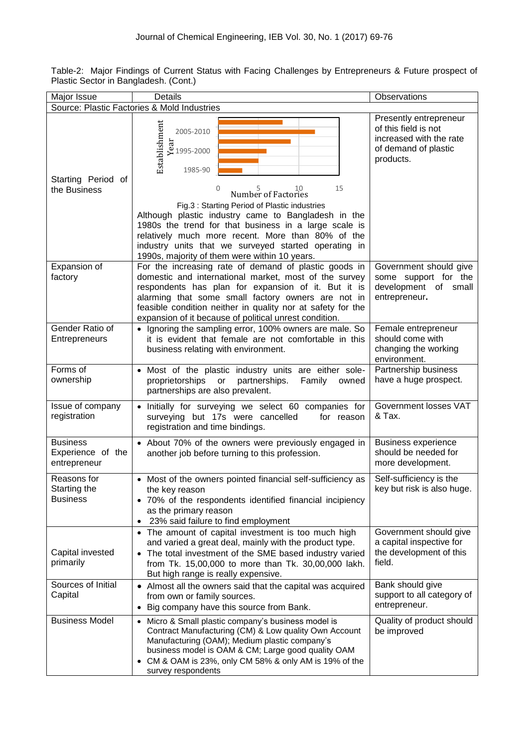Table-2: Major Findings of Current Status with Facing Challenges by Entrepreneurs & Future prospect of Plastic Sector in Bangladesh. (Cont.)

| Major Issue | Details | Observations |
|---|---|---|
| Source: Plastic Factories & Mold Industries | | |
| Starting Period of the Business | Fig.3 : Starting Period of Plastic industries<br>Although plastic industry came to Bangladesh in the 1980s the trend for that business in a large scale is relatively much more recent. More than 80% of the industry units that we surveyed started operating in 1990s, majority of them were within 10 years. | Presently entrepreneur of this field is not increased with the rate of demand of plastic products. |
| Expansion of factory | For the increasing rate of demand of plastic goods in domestic and international market, most of the survey respondents has plan for expansion of it. But it is alarming that some small factory owners are not in feasible condition neither in quality nor at safety for the expansion of it because of political unrest condition. | Government should give some support for the development of small entrepreneur**.** |
| Gender Ratio of Entrepreneurs | • Ignoring the sampling error, 100% owners are male. So it is evident that female are not comfortable in this business relating with environment. | Female entrepreneur should come with changing the working environment. |
| Forms of ownership | • Most of the plastic industry units are either sole-proprietorships or partnerships. Family owned partnerships are also prevalent. | Partnership business have a huge prospect. |
| Issue of company registration | • Initially for surveying we select 60 companies for surveying but 17s were cancelled for reason registration and time bindings. | Government losses VAT & Tax. |
| Business Experience of the entrepreneur | • About 70% of the owners were previously engaged in another job before turning to this profession. | Business experience should be needed for more development. |
| Reasons for Starting the Business | • Most of the owners pointed financial self-sufficiency as the key reason<br>• 70% of the respondents identified financial incipiency as the primary reason<br>• 23% said failure to find employment | Self-sufficiency is the key but risk is also huge. |
| Capital invested primarily | • The amount of capital investment is too much high and varied a great deal, mainly with the product type.<br>• The total investment of the SME based industry varied from Tk. 15,00,000 to more than Tk. 30,00,000 lakh. But high range is really expensive. | Government should give a capital inspective for the development of this field. |
| Sources of Initial Capital | • Almost all the owners said that the capital was acquired from own or family sources.<br>• Big company have this source from Bank. | Bank should give support to all category of entrepreneur. |
| Business Model | • Micro & Small plastic company's business model is Contract Manufacturing (CM) & Low quality Own Account Manufacturing (OAM); Medium plastic company's business model is OAM & CM; Large good quality OAM<br>• CM & OAM is 23%, only CM 58% & only AM is 19% of the survey respondents | Quality of product should be improved |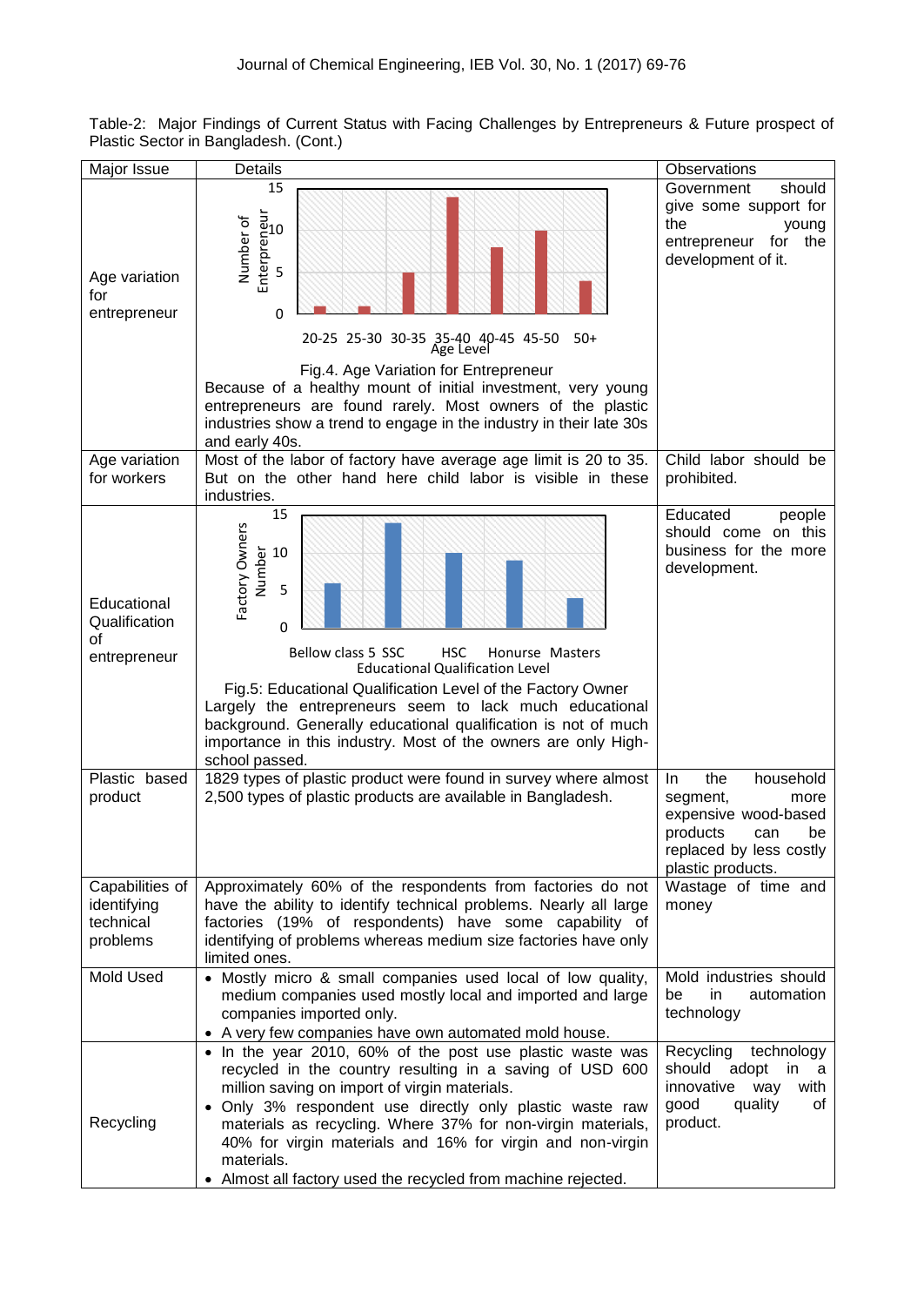Table-2: Major Findings of Current Status with Facing Challenges by Entrepreneurs & Future prospect of Plastic Sector in Bangladesh. (Cont.)

| Major Issue | Details | Observations |
|---|---|---|
| Age variation for entrepreneur | Fig.4. Age Variation for Entrepreneur<br>Because of a healthy mount of initial investment, very young entrepreneurs are found rarely. Most owners of the plastic industries show a trend to engage in the industry in their late 30s and early 40s. | Government should give some support for the young entrepreneur for the development of it. |
| Age variation for workers | Most of the labor of factory have average age limit is 20 to 35. But on the other hand here child labor is visible in these industries. | Child labor should be prohibited. |
| Educational Qualification of entrepreneur | Fig.5: Educational Qualification Level of the Factory Owner<br>Largely the entrepreneurs seem to lack much educational background. Generally educational qualification is not of much importance in this industry. Most of the owners are only High-school passed. | Educated people should come on this business for the more development. |
| Plastic based product | 1829 types of plastic product were found in survey where almost 2,500 types of plastic products are available in Bangladesh. | In the household segment, more expensive wood-based products can be replaced by less costly plastic products. |
| Capabilities of identifying technical problems | Approximately 60% of the respondents from factories do not have the ability to identify technical problems. Nearly all large factories (19% of respondents) have some capability of identifying of problems whereas medium size factories have only limited ones. | Wastage of time and money |
| Mold Used | • Mostly micro & small companies used local of low quality, medium companies used mostly local and imported and large companies imported only.<br>• A very few companies have own automated mold house. | Mold industries should be in automation technology |
| Recycling | • In the year 2010, 60% of the post use plastic waste was recycled in the country resulting in a saving of USD 600 million saving on import of virgin materials.<br>• Only 3% respondent use directly only plastic waste raw materials as recycling. Where 37% for non-virgin materials, 40% for virgin materials and 16% for virgin and non-virgin materials.<br>• Almost all factory used the recycled from machine rejected. | Recycling technology should adopt in a innovative way with good quality of product. |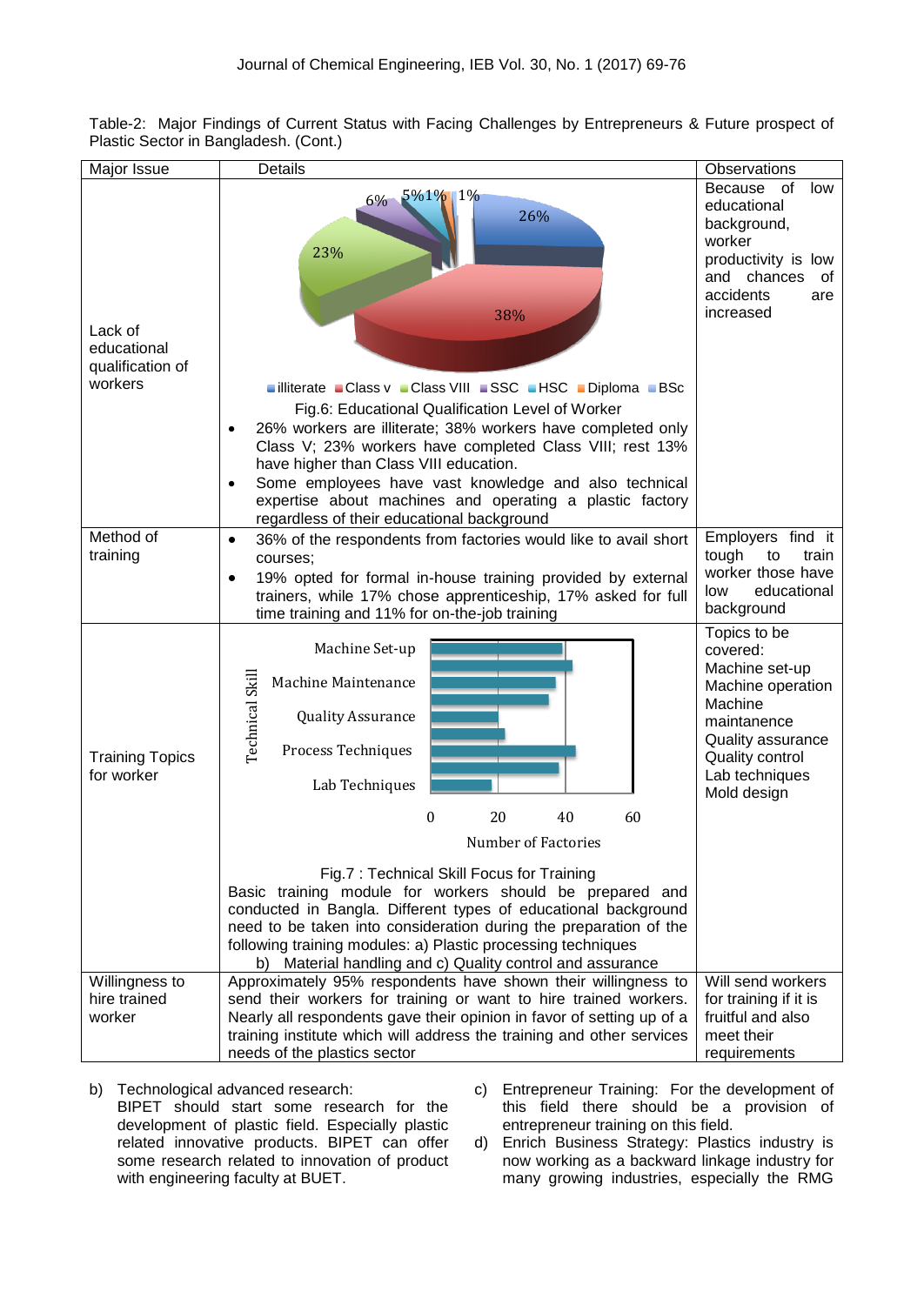Table-2: Major Findings of Current Status with Facing Challenges by Entrepreneurs & Future prospect of Plastic Sector in Bangladesh. (Cont.)

| Major Issue | Details | Observations |
|---|---|---|
| Lack of educational qualification of workers | Fig.6: Educational Qualification Level of Worker<br>• 26% workers are illiterate; 38% workers have completed only Class V; 23% workers have completed Class VIII; rest 13% have higher than Class VIII education.<br>• Some employees have vast knowledge and also technical expertise about machines and operating a plastic factory regardless of their educational background | Because of low educational background, worker productivity is low and chances of accidents are increased |
| Method of training | • 36% of the respondents from factories would like to avail short courses;<br>• 19% opted for formal in-house training provided by external trainers, while 17% chose apprenticeship, 17% asked for full time training and 11% for on-the-job training | Employers find it tough to train worker those have low educational background |
| Training Topics for worker | Fig.7 : Technical Skill Focus for Training<br>Basic training module for workers should be prepared and conducted in Bangla. Different types of educational background need to be taken into consideration during the preparation of the following training modules: a) Plastic processing techniques b) Material handling and c) Quality control and assurance | Topics to be covered: Machine set-up Machine operation Machine maintanence Quality assurance Quality control Lab techniques Mold design |
| Willingness to hire trained worker | Approximately 95% respondents have shown their willingness to send their workers for training or want to hire trained workers. Nearly all respondents gave their opinion in favor of setting up of a training institute which will address the training and other services needs of the plastics sector | Will send workers for training if it is fruitful and also meet their requirements |

b) Technological advanced research:
BIPET should start some research for the development of plastic field. Especially plastic related innovative products. BIPET can offer some research related to innovation of product with engineering faculty at BUET.

c) Entrepreneur Training: For the development of this field there should be a provision of entrepreneur training on this field.

d) Enrich Business Strategy: Plastics industry is now working as a backward linkage industry for many growing industries, especially the RMG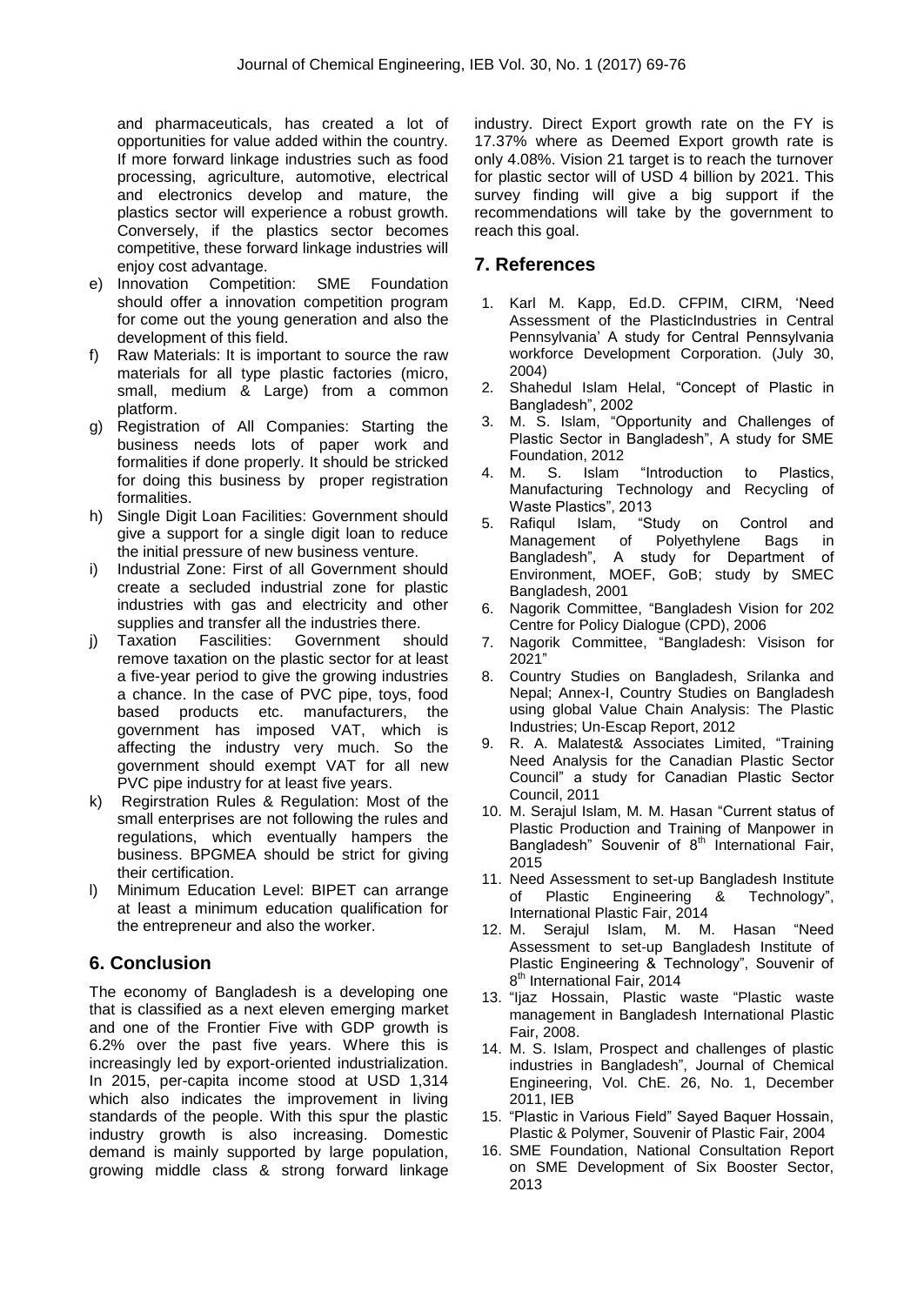and pharmaceuticals, has created a lot of opportunities for value added within the country. If more forward linkage industries such as food processing, agriculture, automotive, electrical and electronics develop and mature, the plastics sector will experience a robust growth. Conversely, if the plastics sector becomes competitive, these forward linkage industries will enjoy cost advantage.

e) Innovation Competition: SME Foundation should offer a innovation competition program for come out the young generation and also the development of this field.
f) Raw Materials: It is important to source the raw materials for all type plastic factories (micro, small, medium & Large) from a common platform.
g) Registration of All Companies: Starting the business needs lots of paper work and formalities if done properly. It should be stricked for doing this business by proper registration formalities.
h) Single Digit Loan Facilities: Government should give a support for a single digit loan to reduce the initial pressure of new business venture.
i) Industrial Zone: First of all Government should create a secluded industrial zone for plastic industries with gas and electricity and other supplies and transfer all the industries there.
j) Taxation Facilities: Government should remove taxation on the plastic sector for at least a five-year period to give the growing industries a chance. In the case of PVC pipe, toys, food based products etc. manufacturers, the government has imposed VAT, which is affecting the industry very much. So the government should exempt VAT for all new PVC pipe industry for at least five years.
k) Regirstration Rules & Regulation: Most of the small enterprises are not following the rules and regulations, which eventually hampers the business. BPGMEA should be strict for giving their certification.
l) Minimum Education Level: BIPET can arrange at least a minimum education qualification for the entrepreneur and also the worker.

## 6. Conclusion

The economy of Bangladesh is a developing one that is classified as a next eleven emerging market and one of the Frontier Five with GDP growth is 6.2% over the past five years. Where this is increasingly led by export-oriented industrialization. In 2015, per-capita income stood at USD 1,314 which also indicates the improvement in living standards of the people. With this spur the plastic industry growth is also increasing. Domestic demand is mainly supported by large population, growing middle class & strong forward linkage industry. Direct Export growth rate on the FY is 17.37% where as Deemed Export growth rate is only 4.08%. Vision 21 target is to reach the turnover for plastic sector will of USD 4 billion by 2021. This survey finding will give a big support if the recommendations will take by the government to reach this goal.

## 7. References

1. Karl M. Kapp, Ed.D. CFPIM, CIRM, 'Need Assessment of the PlasticIndustries in Central Pennsylvania' A study for Central Pennsylvania workforce Development Corporation. (July 30, 2004)
2. Shahedul Islam Helal, "Concept of Plastic in Bangladesh", 2002
3. M. S. Islam, "Opportunity and Challenges of Plastic Sector in Bangladesh", A study for SME Foundation, 2012
4. M. S. Islam "Introduction to Plastics, Manufacturing Technology and Recycling of Waste Plastics", 2013
5. Rafiqul Islam, "Study on Control and Management of Polyethylene Bags in Bangladesh", A study for Department of Environment, MOEF, GoB; study by SMEC Bangladesh, 2001
6. Nagorik Committee, "Bangladesh Vision for 202 Centre for Policy Dialogue (CPD), 2006
7. Nagorik Committee, "Bangladesh: Visison for 2021"
8. Country Studies on Bangladesh, Srilanka and Nepal; Annex-I, Country Studies on Bangladesh using global Value Chain Analysis: The Plastic Industries; Un-Escap Report, 2012
9. R. A. Malatest& Associates Limited, "Training Need Analysis for the Canadian Plastic Sector Council" a study for Canadian Plastic Sector Council, 2011
10. M. Serajul Islam, M. M. Hasan "Current status of Plastic Production and Training of Manpower in Bangladesh" Souvenir of 8th International Fair, 2015
11. Need Assessment to set-up Bangladesh Institute of Plastic Engineering & Technology", International Plastic Fair, 2014
12. M. Serajul Islam, M. M. Hasan "Need Assessment to set-up Bangladesh Institute of Plastic Engineering & Technology", Souvenir of 8th International Fair, 2014
13. "Ijaz Hossain, Plastic waste "Plastic waste management in Bangladesh International Plastic Fair, 2008.
14. M. S. Islam, Prospect and challenges of plastic industries in Bangladesh", Journal of Chemical Engineering, Vol. ChE. 26, No. 1, December 2011, IEB
15. "Plastic in Various Field" Sayed Baquer Hossain, Plastic & Polymer, Souvenir of Plastic Fair, 2004
16. SME Foundation, National Consultation Report on SME Development of Six Booster Sector, 2013